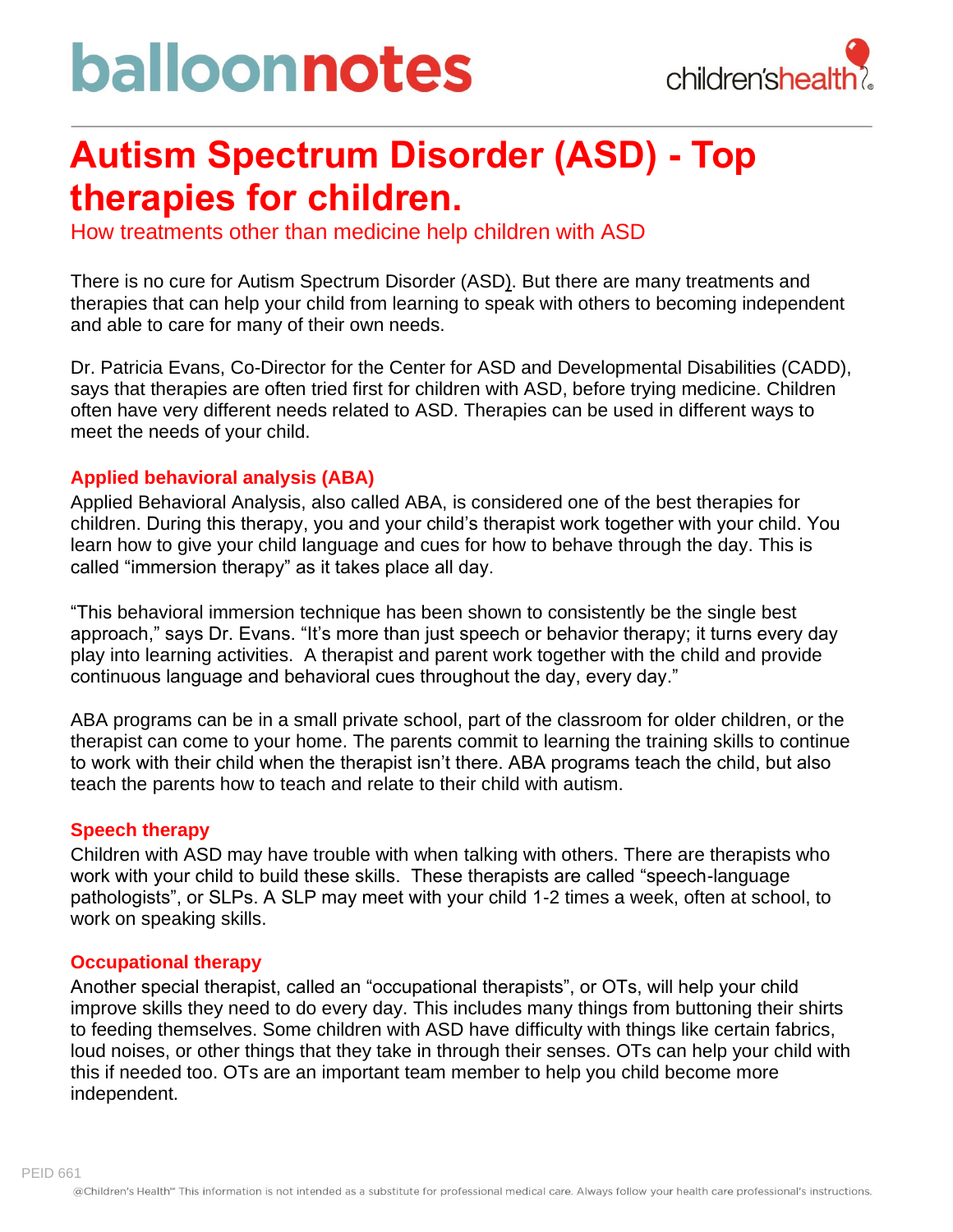# Autism Spectrum Disorder (ASD) - Top therapies for children.

How treatments other than medicine help children with ASD

There is no cure for Autism Spectrum Disorder (ASD). But there are many treatments and therapies that can help your child from learning to speak with others to becoming independent and able to care for many of their own needs.

Dr. Patricia Evans, Co-Director for the Center for ASD and Developmental Disabilities (CADD), says that therapies are often tried first for children with ASD, before trying medicine. Children often have very different needs related to ASD. Therapies can be used in different ways to meet the needs of your child.

## Applied behavioral analysis (ABA)

Applied Behavioral Analysis, also called ABA, is considered one of the best therapies for children. During this therapy, you and your child's therapist work together with your child. You learn how to give your child language and cues for how to behave through the day. This is called "immersion therapy" as it takes place all day.

"This behavioral immersion technique has been shown to consistently be the single best approach," says Dr. Evans. "It's more than just speech or behavior therapy; it turns every day play into learning activities. A therapist and parent work together with the child and provide continuous language and behavioral cues throughout the day, every day."

ABA programs can be in a small private school, part of the classroom for older children, or the therapist can come to your home. The parents commit to learning the training skills to continue to work with their child when the therapist isn't there. ABA programs teach the child, but also teach the parents how to teach and relate to their child with autism.

## Speech therapy

Children with ASD may have trouble with when talking with others. There are therapists who work with your child to build these skills. These therapists are called "speech-language pathologists", or SLPs. A SLP may meet with your child 1-2 times a week, often at school, to work on speaking skills.

## Occupational therapy

Another special therapist, called an "occupational therapists", or OTs, will help your child improve skills they need to do every day. This includes many things from buttoning their shirts to feeding themselves. Some children with ASD have difficulty with things like certain fabrics, loud noises, or other things that they take in through their senses. OTs can help your child with this if needed too. OTs are an important team member to help you child become more independent.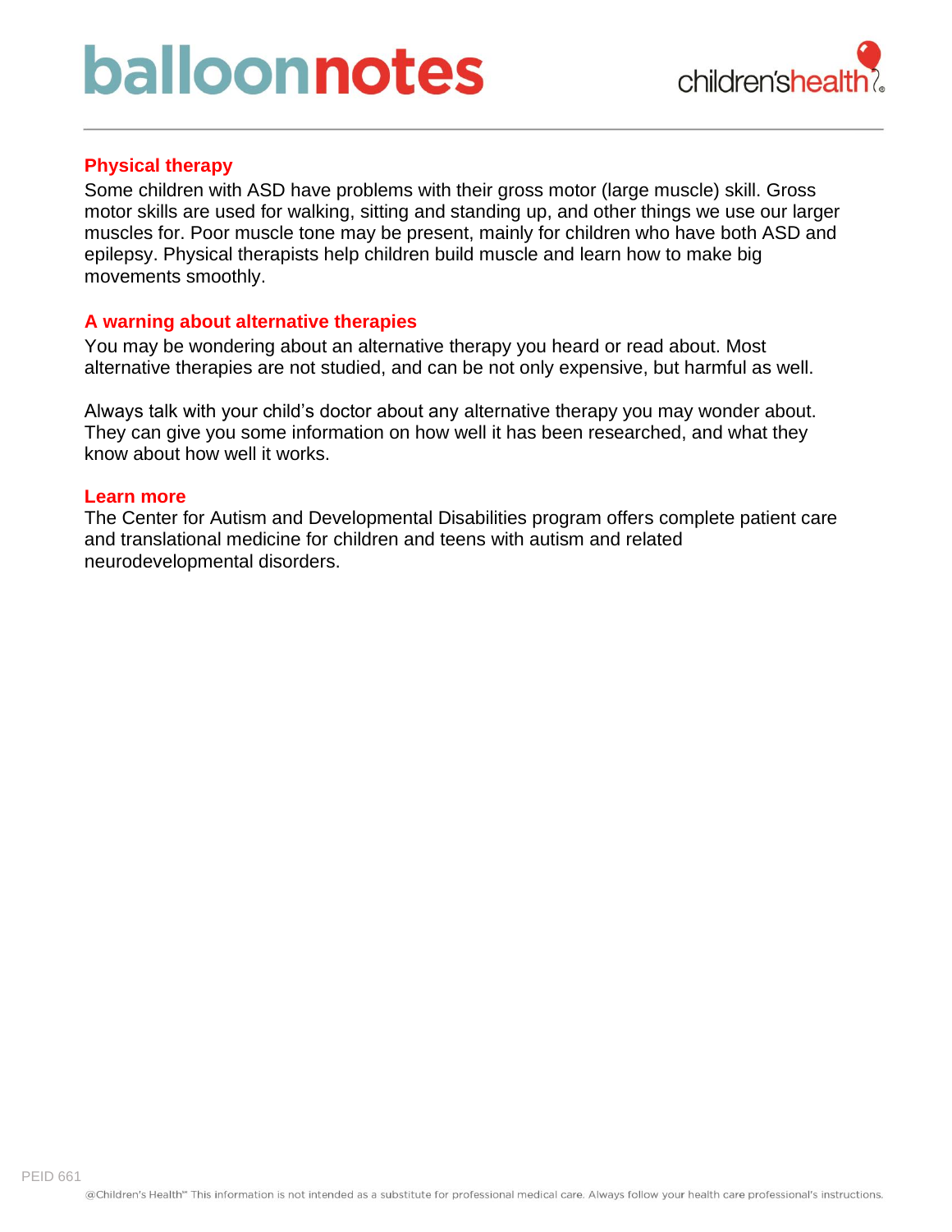## Physical therapy

Some children with ASD have problems with their gross motor (large muscle) skill. Gross motor skills are used for walking, sitting and standing up, and other things we use our larger muscles for. Poor muscle tone may be present, mainly for children who have both ASD and epilepsy. Physical therapists help children build muscle and learn how to make big movements smoothly.

## A warning about alternative therapies

You may be wondering about an alternative therapy you heard or read about. Most alternative therapies are not studied, and can be not only expensive, but harmful as well.

Always talk with your child's doctor about any alternative therapy you may wonder about. They can give you some information on how well it has been researched, and what they know about how well it works.

## Learn more

The Center for Autism and Developmental Disabilities program offers complete patient care and translational medicine for children and teens with autism and related neurodevelopmental disorders.